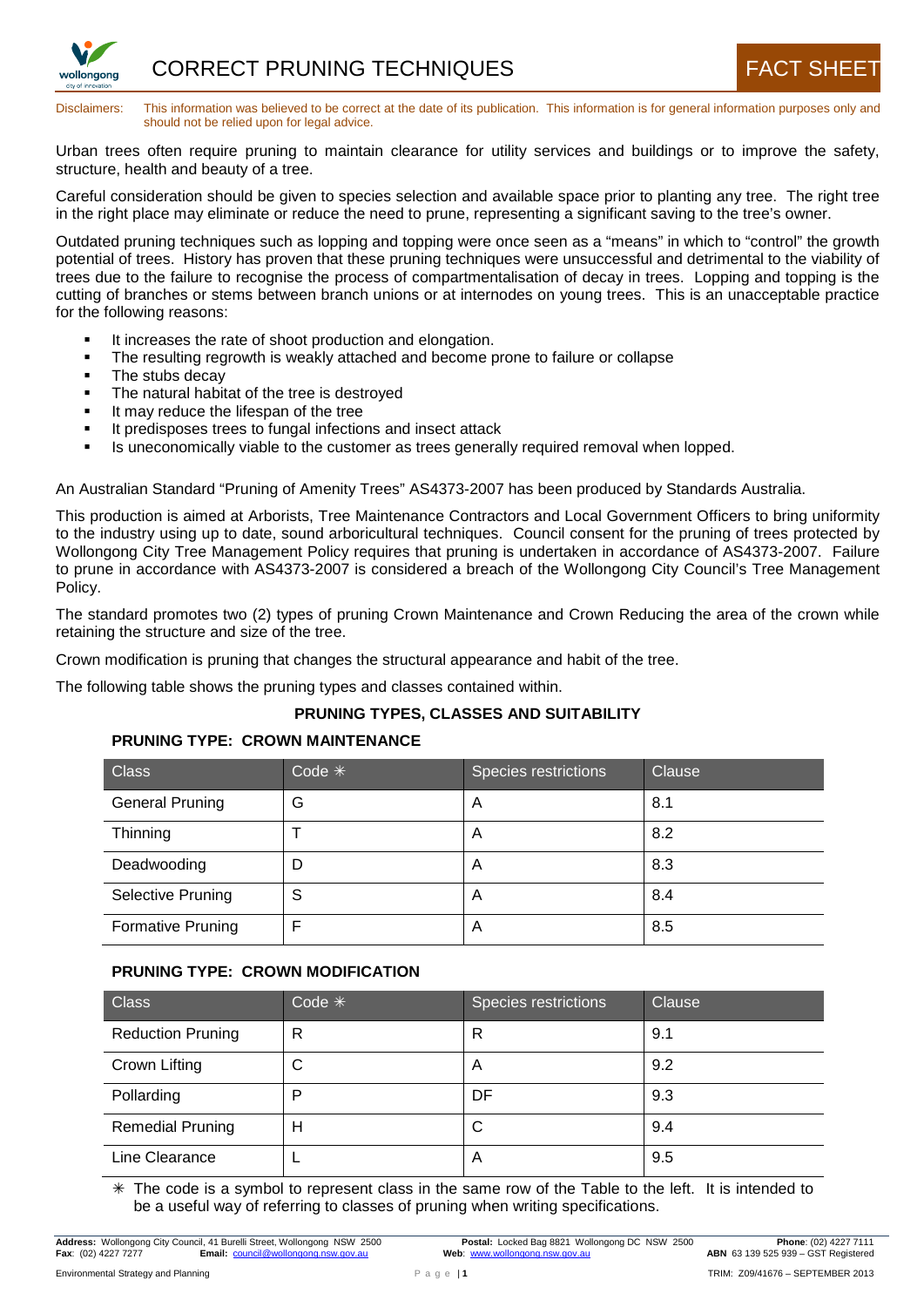# CORRECT PRUNING TECHNIQUES

FACT SHEET

Disclaimers: This information was believed to be correct at the date of its publication. This information is for general information purposes only and should not be relied upon for legal advice.

Urban trees often require pruning to maintain clearance for utility services and buildings or to improve the safety, structure, health and beauty of a tree.

Careful consideration should be given to species selection and available space prior to planting any tree. The right tree in the right place may eliminate or reduce the need to prune, representing a significant saving to the tree's owner.

Outdated pruning techniques such as lopping and topping were once seen as a "means" in which to "control" the growth potential of trees. History has proven that these pruning techniques were unsuccessful and detrimental to the viability of trees due to the failure to recognise the process of compartmentalisation of decay in trees. Lopping and topping is the cutting of branches or stems between branch unions or at internodes on young trees. This is an unacceptable practice for the following reasons:

- It increases the rate of shoot production and elongation.
- The resulting regrowth is weakly attached and become prone to failure or collapse
- The stubs decay
- The natural habitat of the tree is destroyed
- It may reduce the lifespan of the tree
- It predisposes trees to fungal infections and insect attack
- Is uneconomically viable to the customer as trees generally required removal when lopped.

An Australian Standard "Pruning of Amenity Trees" AS4373-2007 has been produced by Standards Australia.

This production is aimed at Arborists, Tree Maintenance Contractors and Local Government Officers to bring uniformity to the industry using up to date, sound arboricultural techniques. Council consent for the pruning of trees protected by Wollongong City Tree Management Policy requires that pruning is undertaken in accordance of AS4373-2007. Failure to prune in accordance with AS4373-2007 is considered a breach of the Wollongong City Council's Tree Management Policy.

The standard promotes two (2) types of pruning Crown Maintenance and Crown Reducing the area of the crown while retaining the structure and size of the tree.

Crown modification is pruning that changes the structural appearance and habit of the tree.

The following table shows the pruning types and classes contained within.

**PRUNING TYPES, CLASSES AND SUITABILITY**

**PRUNING TYPE: CROWN MAINTENANCE**

| Class | Code ✳ | Species restrictions | Clause |
|---|---|---|---|
| General Pruning | G | A | 8.1 |
| Thinning | T | A | 8.2 |
| Deadwooding | D | A | 8.3 |
| Selective Pruning | S | A | 8.4 |
| Formative Pruning | F | A | 8.5 |

**PRUNING TYPE: CROWN MODIFICATION**

| Class | Code ✳ | Species restrictions | Clause |
|---|---|---|---|
| Reduction Pruning | R | R | 9.1 |
| Crown Lifting | C | A | 9.2 |
| Pollarding | P | DF | 9.3 |
| Remedial Pruning | H | C | 9.4 |
| Line Clearance | L | A | 9.5 |

✳ The code is a symbol to represent class in the same row of the Table to the left. It is intended to be a useful way of referring to classes of pruning when writing specifications.

**Address:** Wollongong City Council, 41 Burelli Street, Wollongong NSW 2500 **Postal:** Locked Bag 8821 Wollongong DC NSW 2500 **Phone**: (02) 4227 7111
**Fax**: (02) 4227 7277 **Email:** council@wollongong.nsw.gov.au **Web**: www.wollongong.nsw.gov.au **ABN** 63 139 525 939 – GST Registered

Environmental Strategy and Planning TRIM: Z09/41676 – SEPTEMBER 2013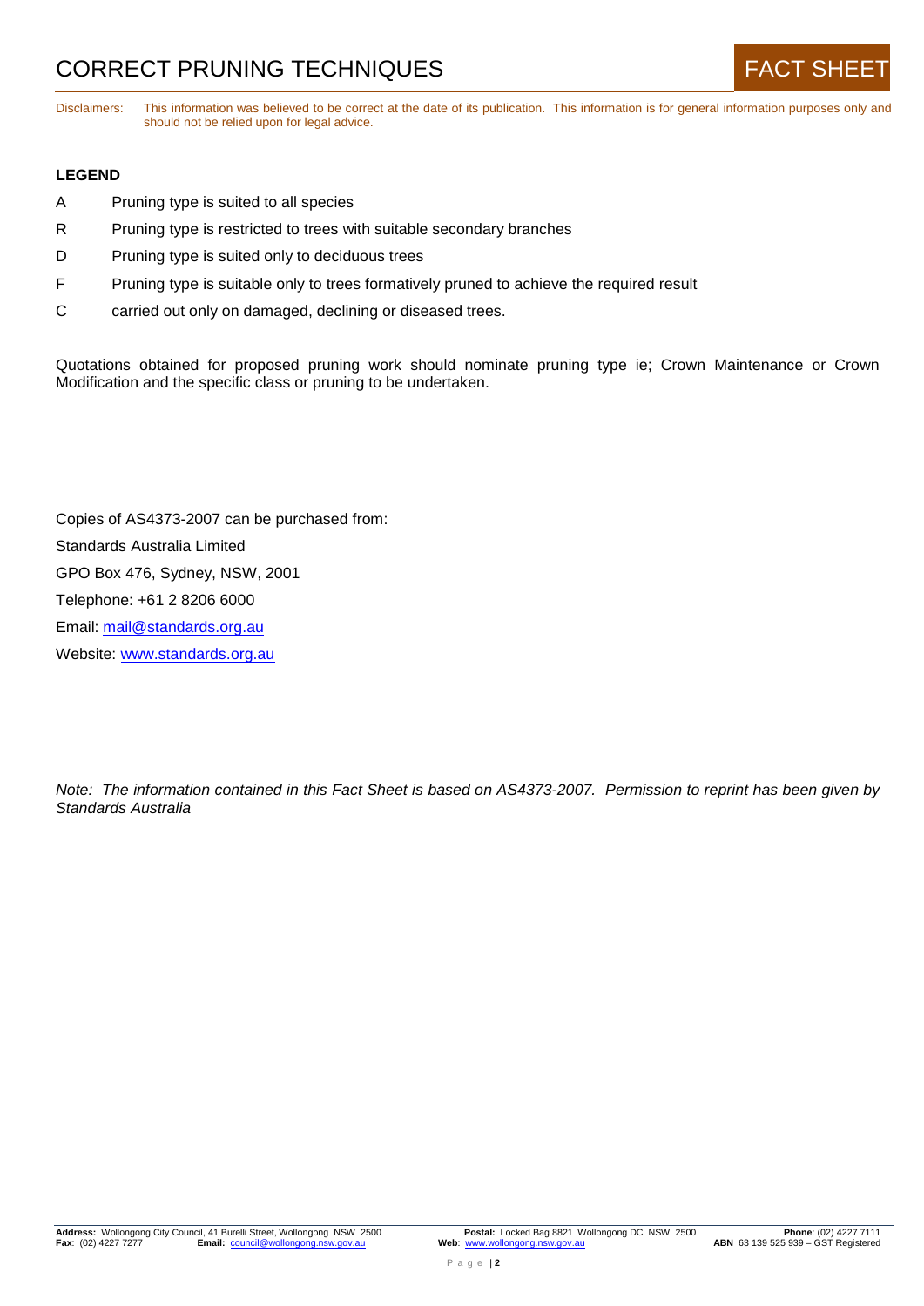Disclaimers: This information was believed to be correct at the date of its publication. This information is for general information purposes only and should not be relied upon for legal advice.

**LEGEND**

| | |
|---|---|
| A | Pruning type is suited to all species |
| R | Pruning type is restricted to trees with suitable secondary branches |
| D | Pruning type is suited only to deciduous trees |
| F | Pruning type is suitable only to trees formatively pruned to achieve the required result |
| C | carried out only on damaged, declining or diseased trees. |

Quotations obtained for proposed pruning work should nominate pruning type ie; Crown Maintenance or Crown Modification and the specific class or pruning to be undertaken.

Copies of AS4373-2007 can be purchased from:

Standards Australia Limited

GPO Box 476, Sydney, NSW, 2001

Telephone: +61 2 8206 6000

Email: mail@standards.org.au

Website: www.standards.org.au

*Note: The information contained in this Fact Sheet is based on AS4373-2007. Permission to reprint has been given by Standards Australia*